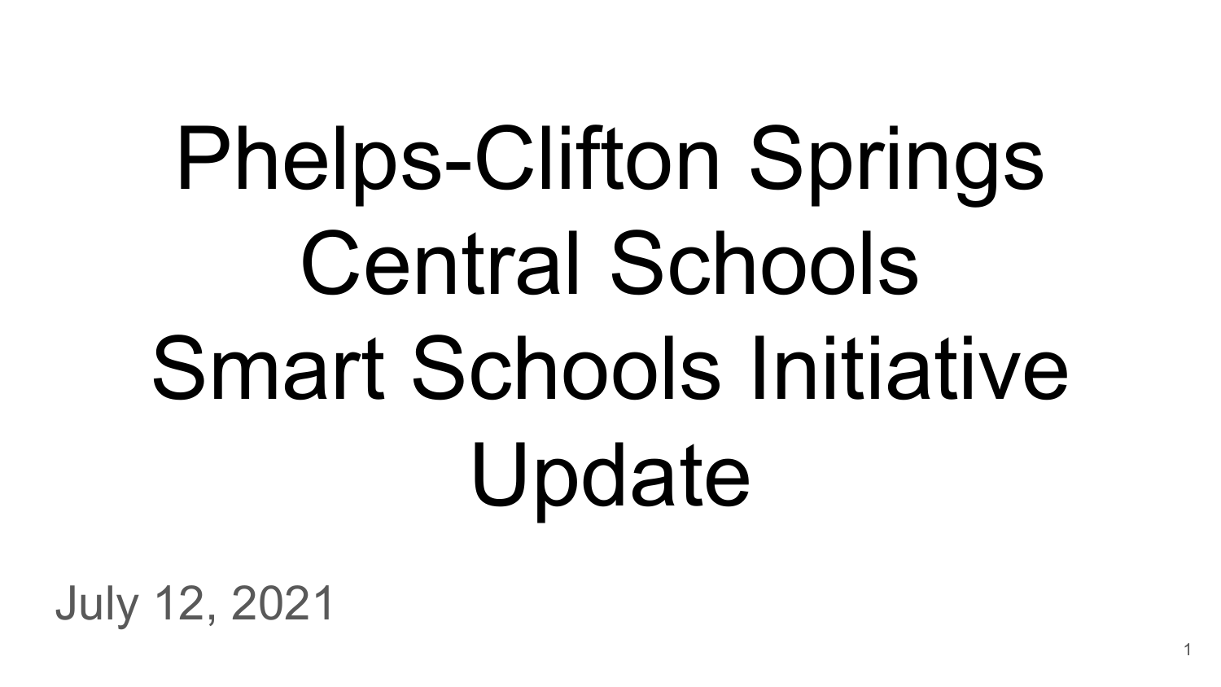# Phelps-Clifton Springs Central Schools Smart Schools Initiative Update

July 12, 2021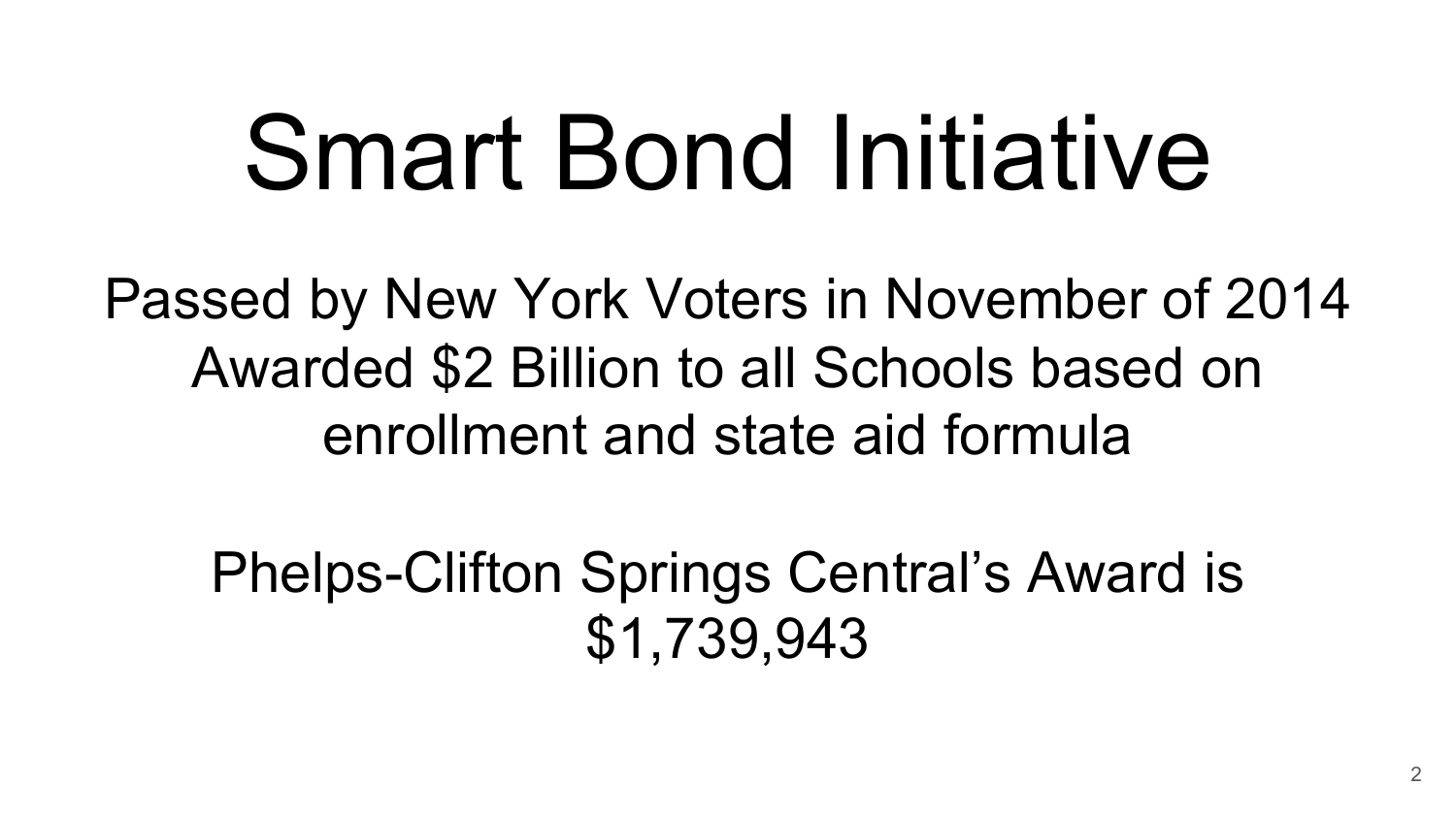# Smart Bond Initiative

Passed by New York Voters in November of 2014
Awarded $2 Billion to all Schools based on enrollment and state aid formula

Phelps-Clifton Springs Central's Award is $1,739,943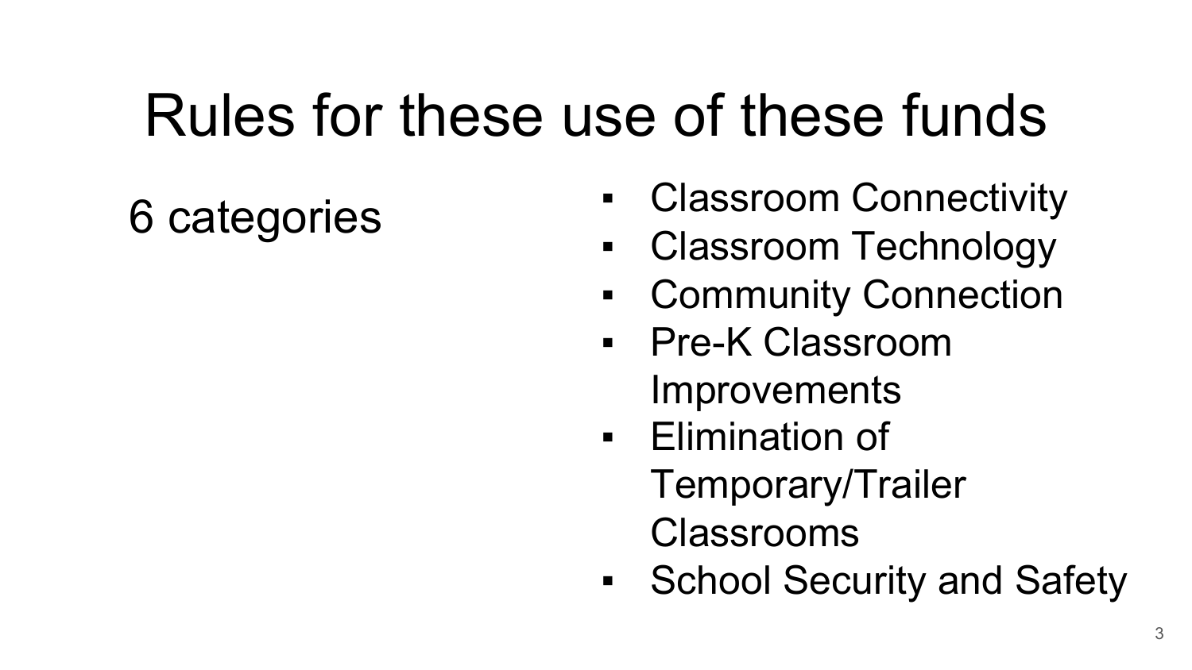# Rules for these use of these funds

6 categories

- Classroom Connectivity
- Classroom Technology
- Community Connection
- Pre-K Classroom Improvements
- Elimination of Temporary/Trailer Classrooms
- School Security and Safety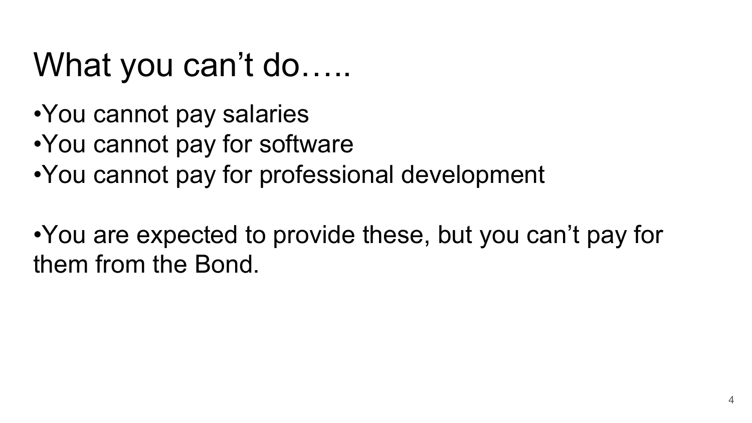# What you can't do…..

- You cannot pay salaries
- You cannot pay for software
- You cannot pay for professional development

- You are expected to provide these, but you can't pay for them from the Bond.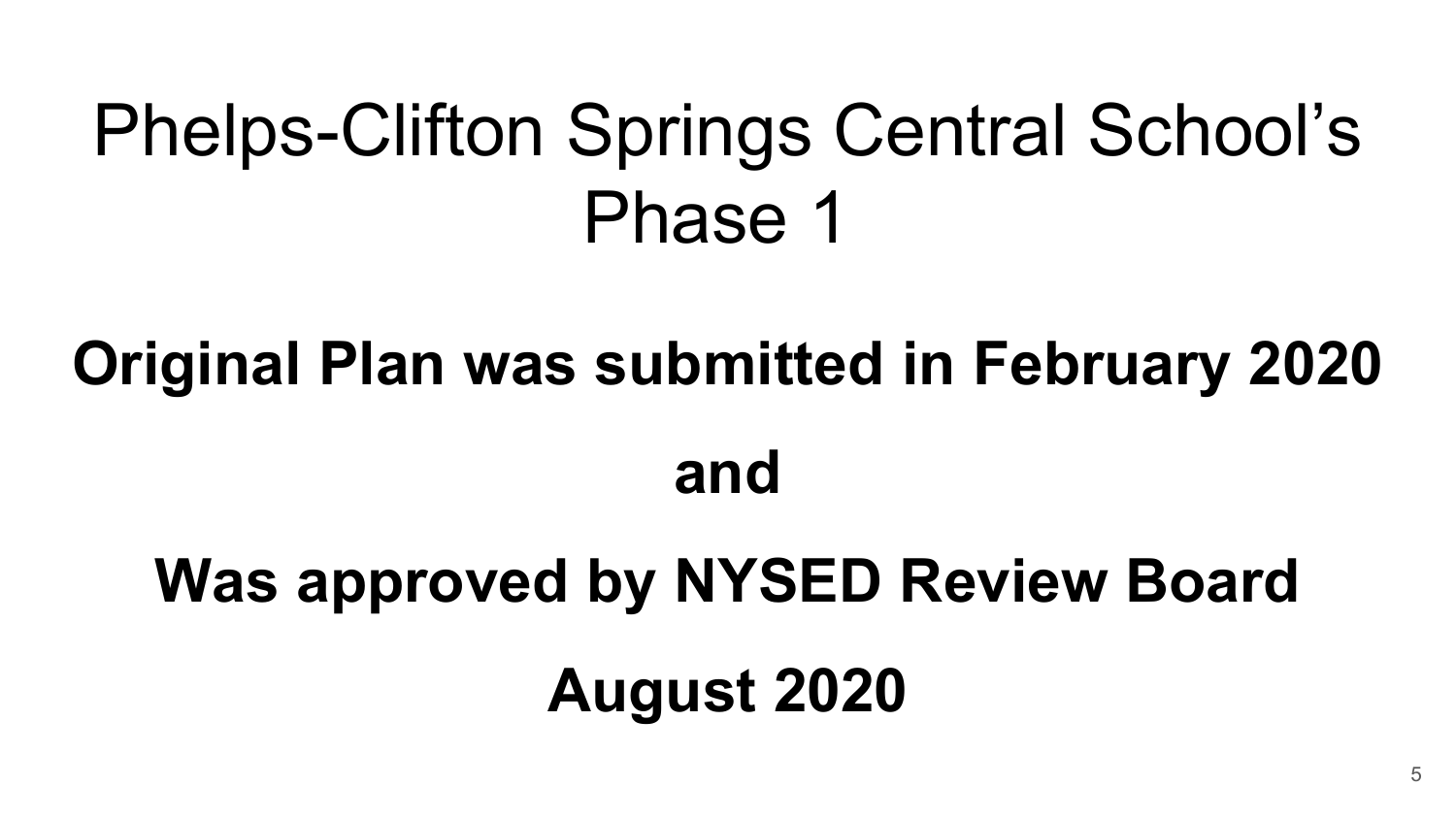# Phelps-Clifton Springs Central School's Phase 1

**Original Plan was submitted in February 2020**

**and**

**Was approved by NYSED Review Board**

**August 2020**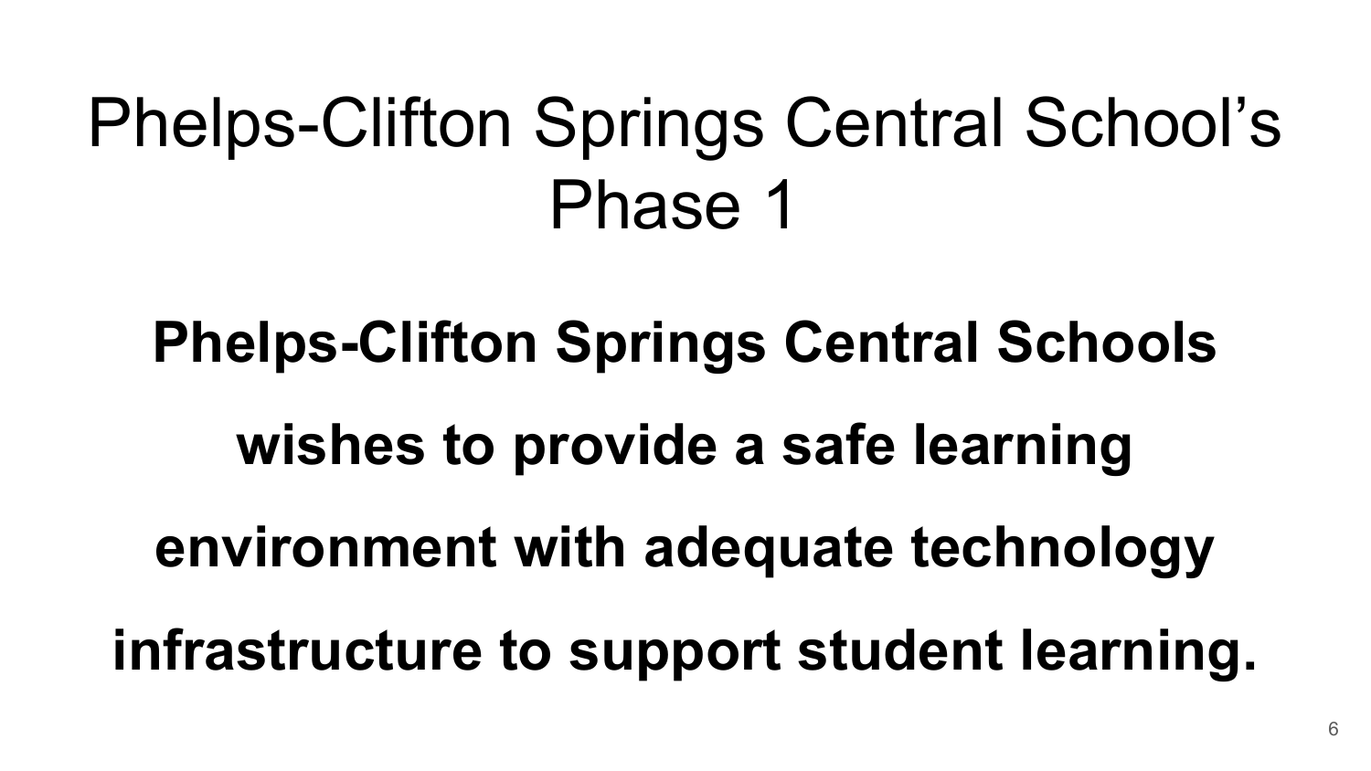# Phelps-Clifton Springs Central School's Phase 1

**Phelps-Clifton Springs Central Schools wishes to provide a safe learning environment with adequate technology infrastructure to support student learning.**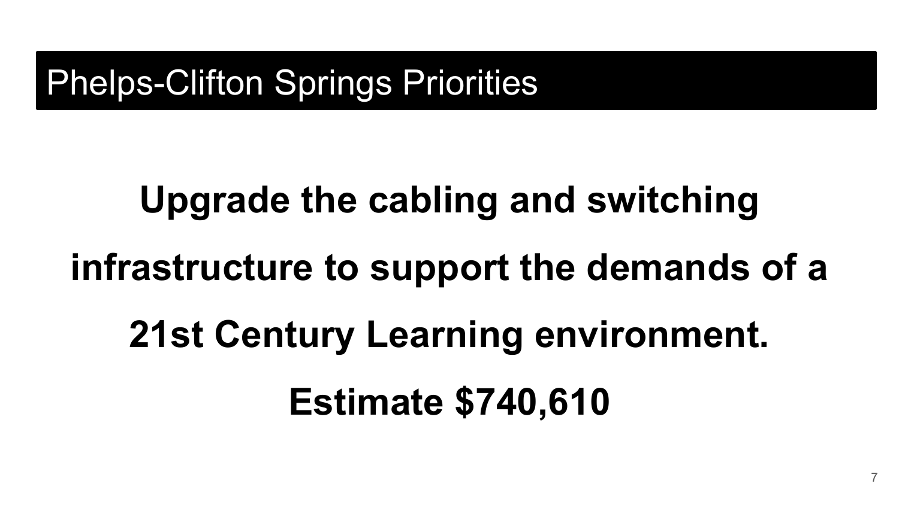# Phelps-Clifton Springs Priorities

**Upgrade the cabling and switching infrastructure to support the demands of a 21st Century Learning environment.**

**Estimate $740,610**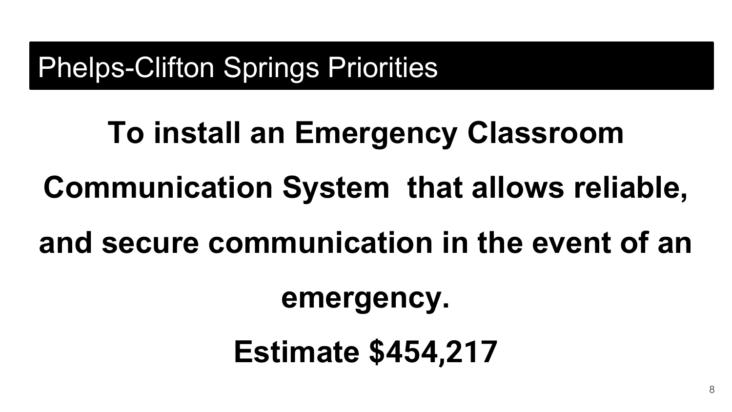# Phelps-Clifton Springs Priorities

**To install an Emergency Classroom Communication System that allows reliable, and secure communication in the event of an emergency.**

**Estimate $454,217**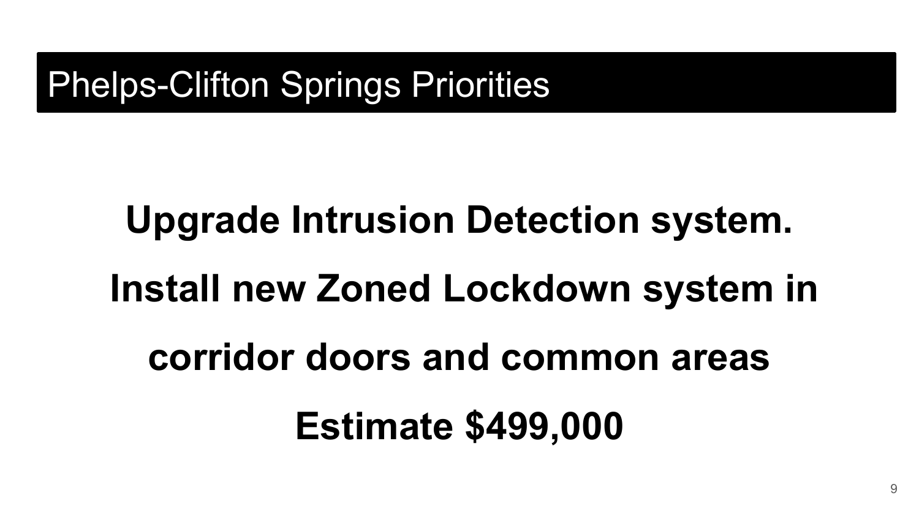# Phelps-Clifton Springs Priorities

**Upgrade Intrusion Detection system.**

**Install new Zoned Lockdown system in corridor doors and common areas**

**Estimate $499,000**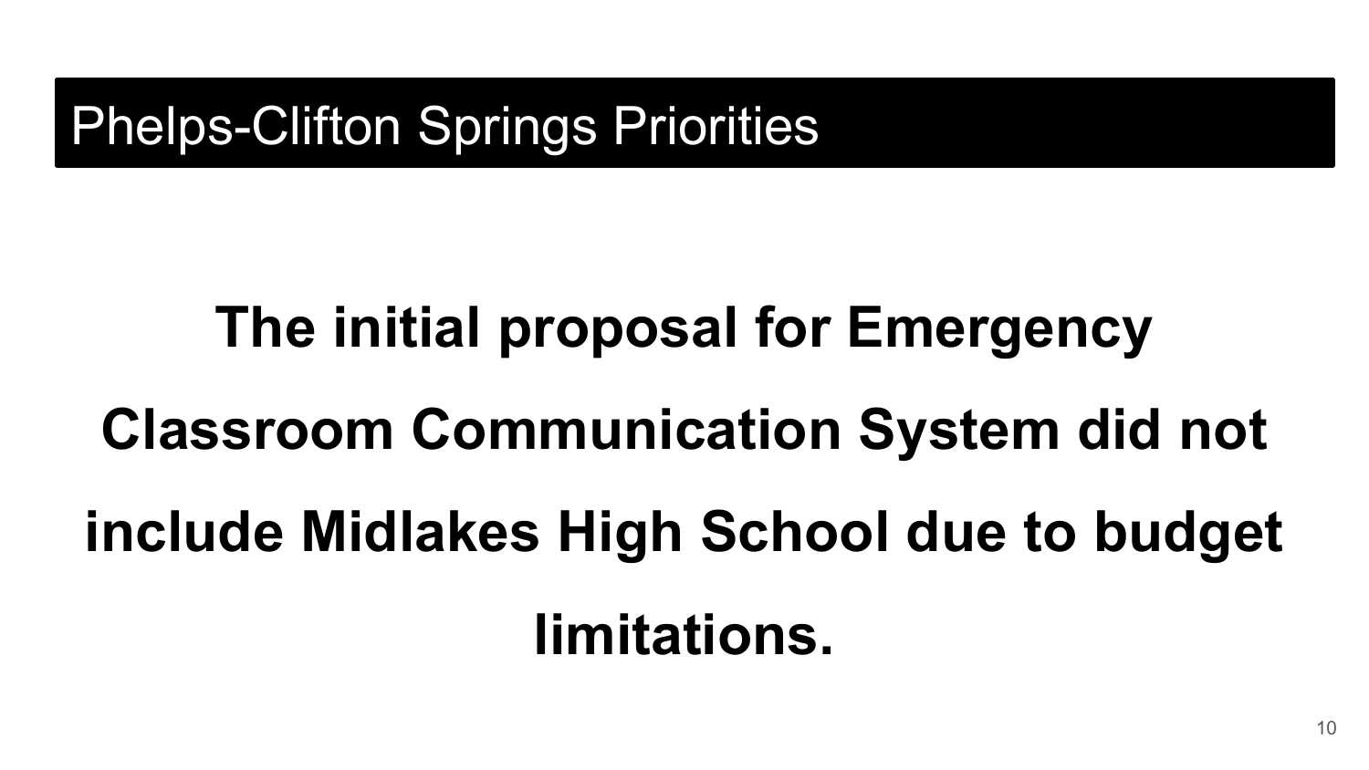# Phelps-Clifton Springs Priorities

**The initial proposal for Emergency Classroom Communication System did not include Midlakes High School due to budget limitations.**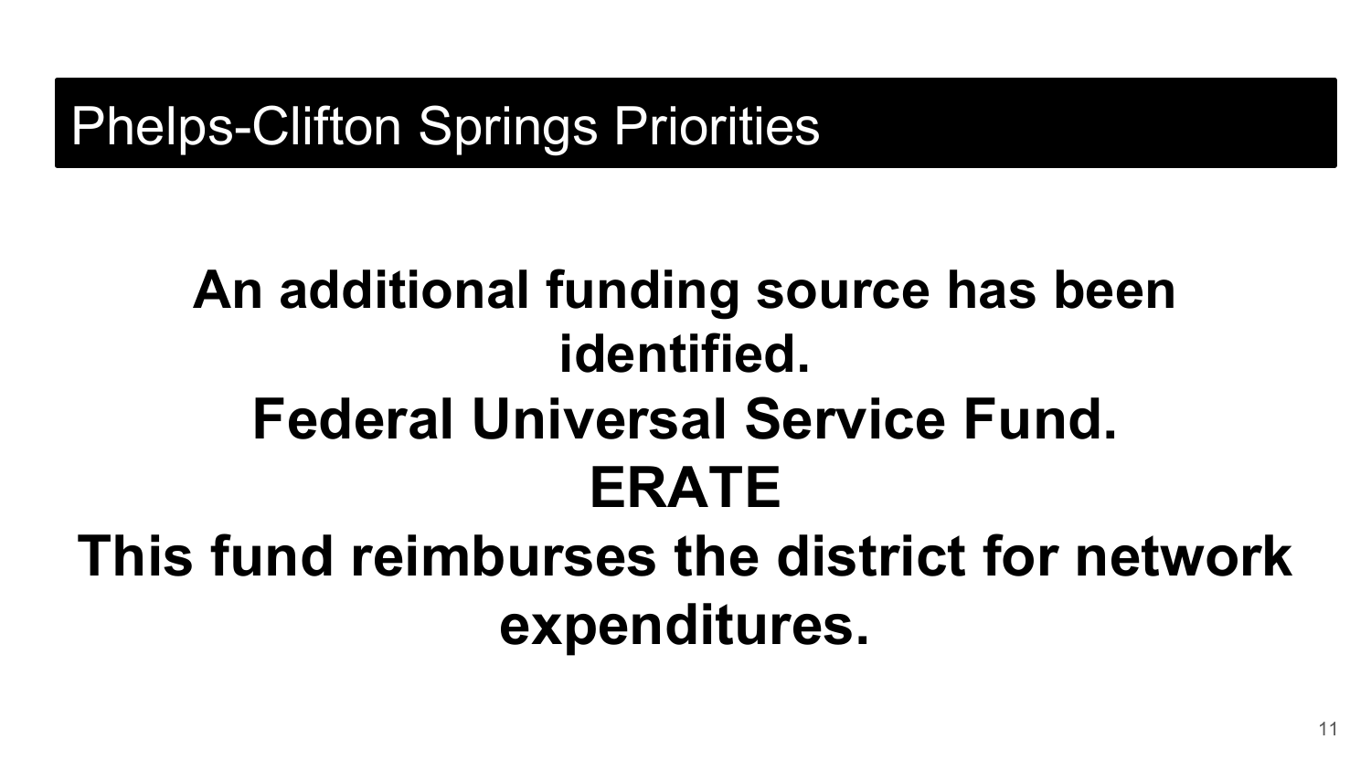# Phelps-Clifton Springs Priorities

**An additional funding source has been identified.**

**Federal Universal Service Fund.**

**ERATE**

**This fund reimburses the district for network expenditures.**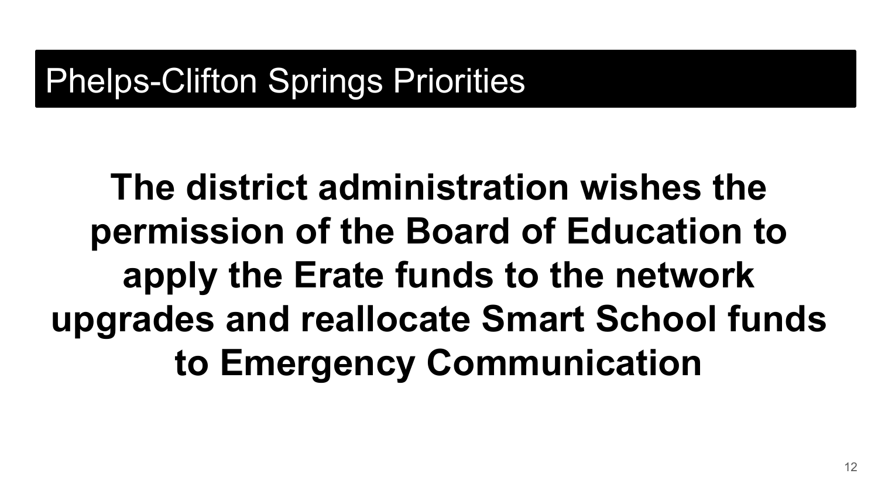# Phelps-Clifton Springs Priorities

**The district administration wishes the permission of the Board of Education to apply the Erate funds to the network upgrades and reallocate Smart School funds to Emergency Communication**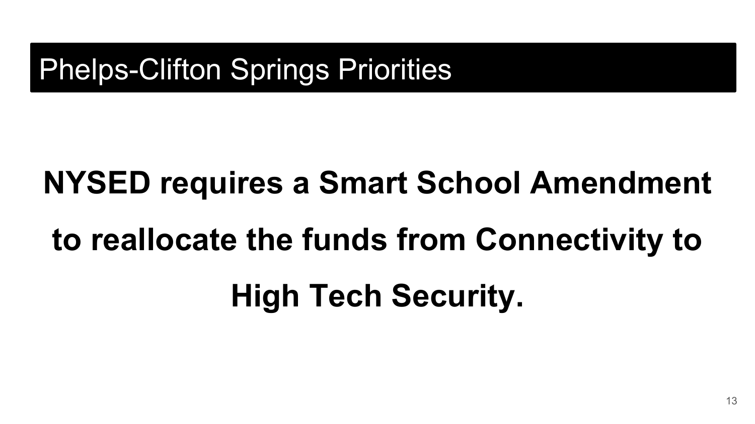# Phelps-Clifton Springs Priorities

**NYSED requires a Smart School Amendment to reallocate the funds from Connectivity to High Tech Security.**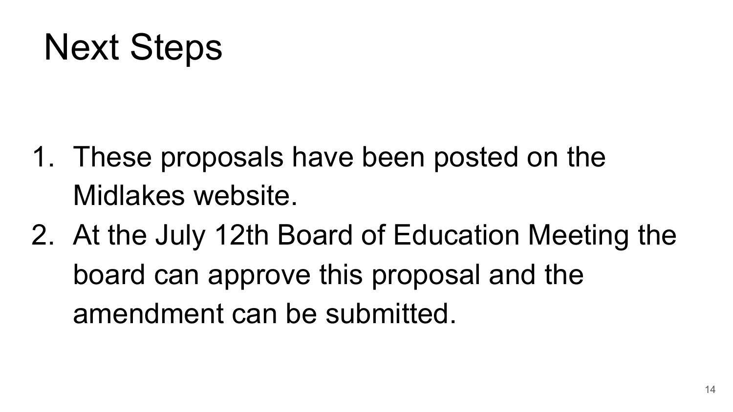# Next Steps

1. These proposals have been posted on the Midlakes website.
2. At the July 12th Board of Education Meeting the board can approve this proposal and the amendment can be submitted.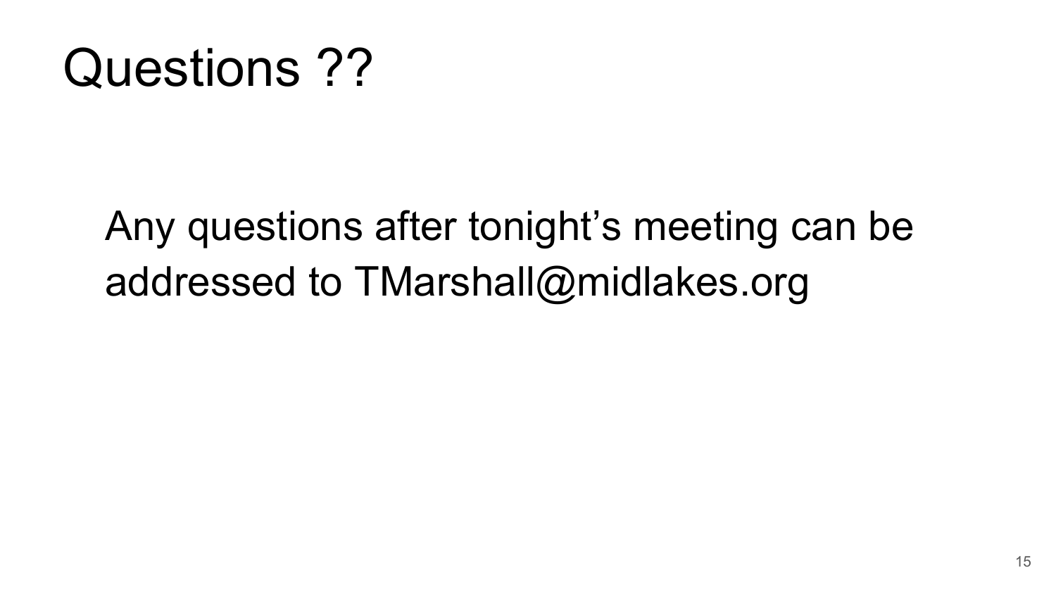# Questions ??

Any questions after tonight's meeting can be addressed to TMarshall@midlakes.org